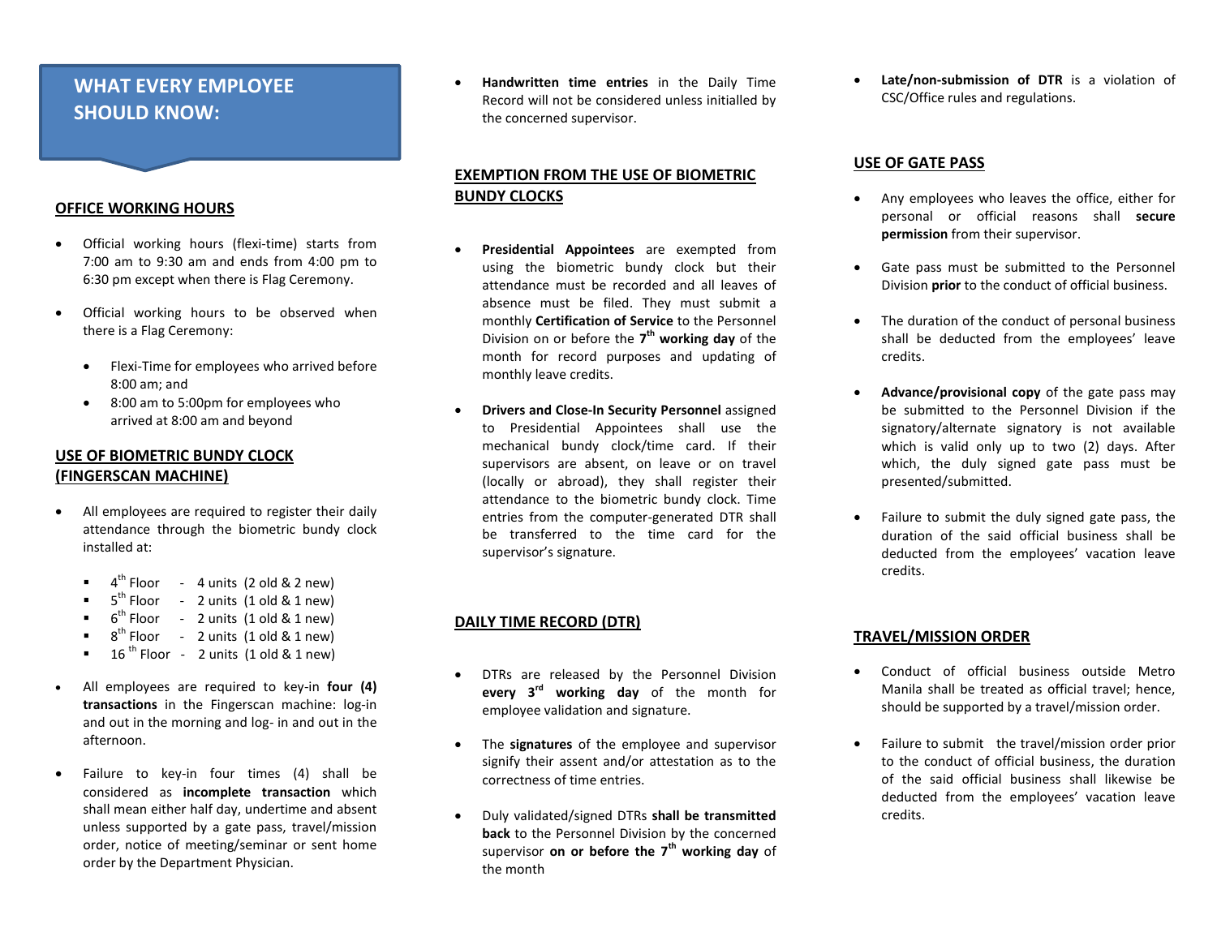# WHAT EVERY EMPLOYEE SHOULD KNOW:

## OFFICE WORKING HOURS

- Official working hours (flexi-time) starts from 7:00 am to 9:30 am and ends from 4:00 pm to 6:30 pm except when there is Flag Ceremony.
- Official working hours to be observed when there is a Flag Ceremony:
  - Flexi-Time for employees who arrived before 8:00 am; and
  - 8:00 am to 5:00pm for employees who arrived at 8:00 am and beyond

## USE OF BIOMETRIC BUNDY CLOCK (FINGERSCAN MACHINE)

- All employees are required to register their daily attendance through the biometric bundy clock installed at:
  - 4th Floor - 4 units (2 old & 2 new)
  - 5th Floor - 2 units (1 old & 1 new)
  - 6th Floor - 2 units (1 old & 1 new)
  - 8th Floor - 2 units (1 old & 1 new)
  - 16th Floor - 2 units (1 old & 1 new)
- All employees are required to key-in **four (4) transactions** in the Fingerscan machine: log-in and out in the morning and log- in and out in the afternoon.
- Failure to key-in four times (4) shall be considered as **incomplete transaction** which shall mean either half day, undertime and absent unless supported by a gate pass, travel/mission order, notice of meeting/seminar or sent home order by the Department Physician.
- **Handwritten time entries** in the Daily Time Record will not be considered unless initialled by the concerned supervisor.

## EXEMPTION FROM THE USE OF BIOMETRIC BUNDY CLOCKS

- **Presidential Appointees** are exempted from using the biometric bundy clock but their attendance must be recorded and all leaves of absence must be filed. They must submit a monthly **Certification of Service** to the Personnel Division on or before the **7th working day** of the month for record purposes and updating of monthly leave credits.
- **Drivers and Close-In Security Personnel** assigned to Presidential Appointees shall use the mechanical bundy clock/time card. If their supervisors are absent, on leave or on travel (locally or abroad), they shall register their attendance to the biometric bundy clock. Time entries from the computer-generated DTR shall be transferred to the time card for the supervisor's signature.

## DAILY TIME RECORD (DTR)

- DTRs are released by the Personnel Division **every 3rd working day** of the month for employee validation and signature.
- The **signatures** of the employee and supervisor signify their assent and/or attestation as to the correctness of time entries.
- Duly validated/signed DTRs **shall be transmitted back** to the Personnel Division by the concerned supervisor **on or before the 7th working day** of the month
- **Late/non-submission of DTR** is a violation of CSC/Office rules and regulations.

## USE OF GATE PASS

- Any employees who leaves the office, either for personal or official reasons shall **secure permission** from their supervisor.
- Gate pass must be submitted to the Personnel Division **prior** to the conduct of official business.
- The duration of the conduct of personal business shall be deducted from the employees' leave credits.
- **Advance/provisional copy** of the gate pass may be submitted to the Personnel Division if the signatory/alternate signatory is not available which is valid only up to two (2) days. After which, the duly signed gate pass must be presented/submitted.
- Failure to submit the duly signed gate pass, the duration of the said official business shall be deducted from the employees' vacation leave credits.

## TRAVEL/MISSION ORDER

- Conduct of official business outside Metro Manila shall be treated as official travel; hence, should be supported by a travel/mission order.
- Failure to submit the travel/mission order prior to the conduct of official business, the duration of the said official business shall likewise be deducted from the employees' vacation leave credits.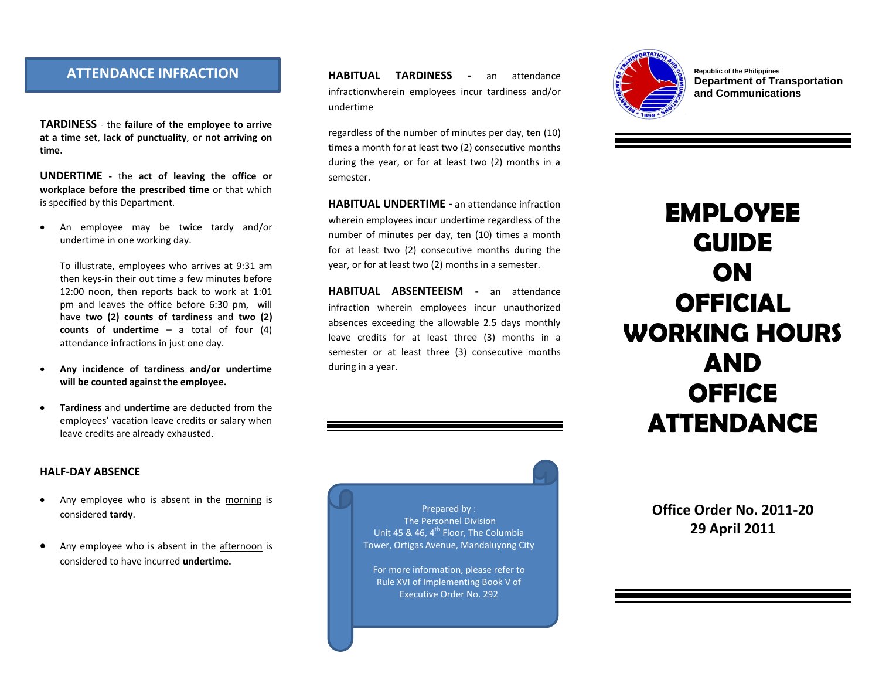## ATTENDANCE INFRACTION

**TARDINESS** - the **failure of the employee to arrive at a time set**, **lack of punctuality**, or **not arriving on time.**

**UNDERTIME -** the **act of leaving the office or workplace before the prescribed time** or that which is specified by this Department.

- An employee may be twice tardy and/or undertime in one working day.

  To illustrate, employees who arrives at 9:31 am then keys-in their out time a few minutes before 12:00 noon, then reports back to work at 1:01 pm and leaves the office before 6:30 pm, will have **two (2) counts of tardiness** and **two (2) counts of undertime** – a total of four (4) attendance infractions in just one day.

- **Any incidence of tardiness and/or undertime will be counted against the employee.**

- **Tardiness** and **undertime** are deducted from the employees' vacation leave credits or salary when leave credits are already exhausted.

### HALF-DAY ABSENCE

- Any employee who is absent in the morning is considered **tardy**.

- Any employee who is absent in the afternoon is considered to have incurred **undertime.**

**HABITUAL TARDINESS -** an attendance infractionwherein employees incur tardiness and/or undertime

regardless of the number of minutes per day, ten (10) times a month for at least two (2) consecutive months during the year, or for at least two (2) months in a semester.

**HABITUAL UNDERTIME -** an attendance infraction wherein employees incur undertime regardless of the number of minutes per day, ten (10) times a month for at least two (2) consecutive months during the year, or for at least two (2) months in a semester.

**HABITUAL ABSENTEEISM** - an attendance infraction wherein employees incur unauthorized absences exceeding the allowable 2.5 days monthly leave credits for at least three (3) months in a semester or at least three (3) consecutive months during in a year.

Prepared by :
The Personnel Division
Unit 45 & 46, 4th Floor, The Columbia Tower, Ortigas Avenue, Mandaluyong City

For more information, please refer to Rule XVI of Implementing Book V of Executive Order No. 292

Republic of the Philippines
**Department of Transportation and Communications**

# EMPLOYEE GUIDE ON OFFICIAL WORKING HOURS AND OFFICE ATTENDANCE

**Office Order No. 2011-20**
**29 April 2011**